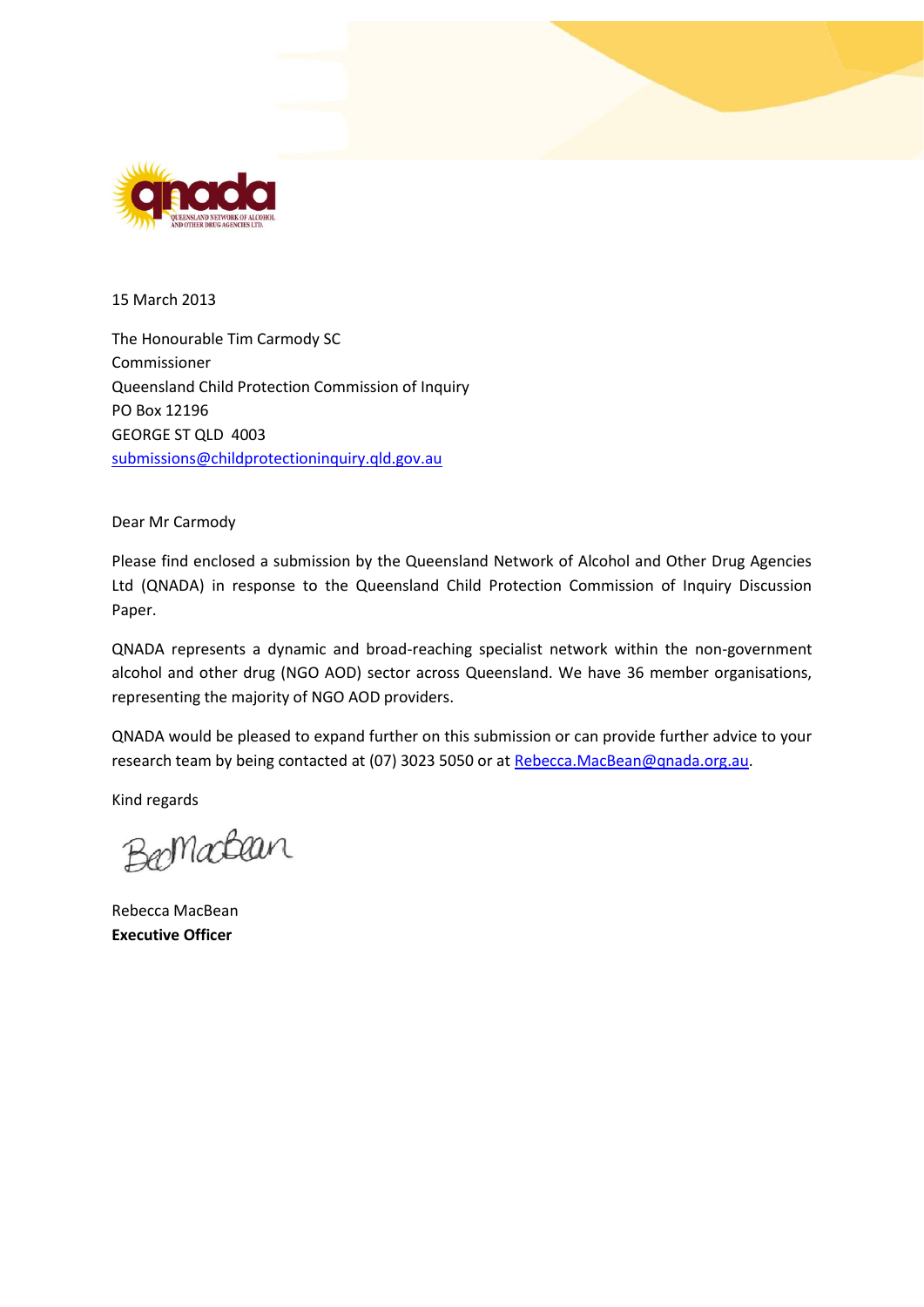15 March 2013

The Honourable Tim Carmody SC
Commissioner
Queensland Child Protection Commission of Inquiry
PO Box 12196
GEORGE ST QLD 4003
submissions@childprotectioninquiry.qld.gov.au

Dear Mr Carmody

Please find enclosed a submission by the Queensland Network of Alcohol and Other Drug Agencies Ltd (QNADA) in response to the Queensland Child Protection Commission of Inquiry Discussion Paper.

QNADA represents a dynamic and broad-reaching specialist network within the non-government alcohol and other drug (NGO AOD) sector across Queensland. We have 36 member organisations, representing the majority of NGO AOD providers.

QNADA would be pleased to expand further on this submission or can provide further advice to your research team by being contacted at (07) 3023 5050 or at Rebecca.MacBean@qnada.org.au.

Kind regards

Rebecca MacBean
**Executive Officer**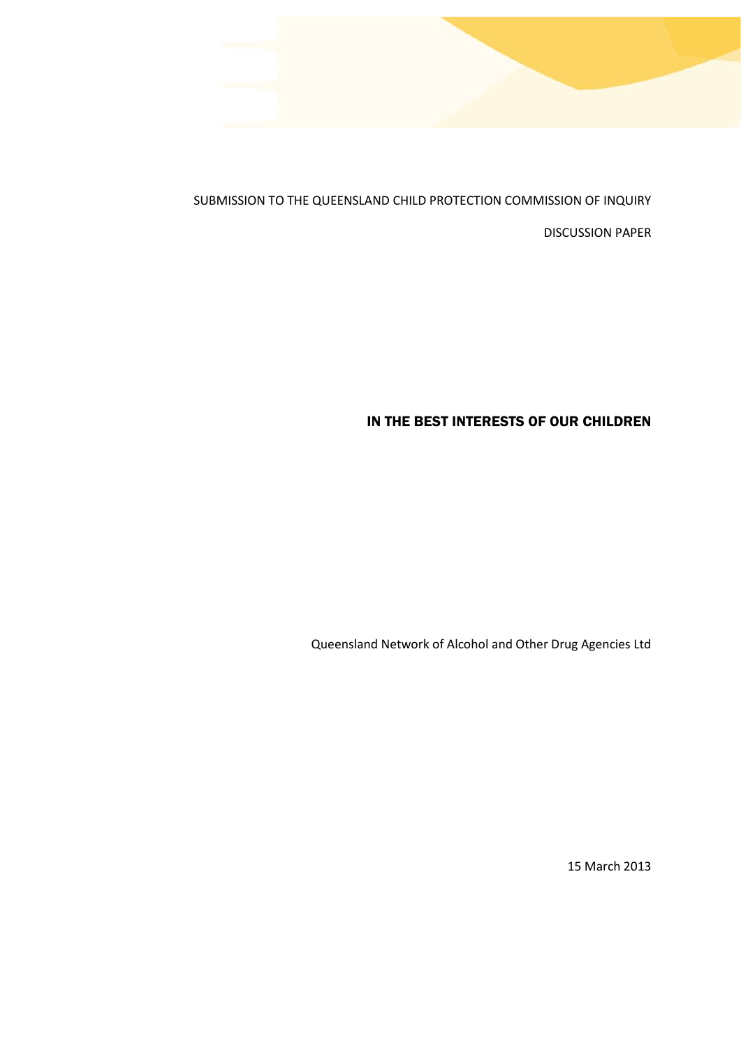SUBMISSION TO THE QUEENSLAND CHILD PROTECTION COMMISSION OF INQUIRY

DISCUSSION PAPER

# IN THE BEST INTERESTS OF OUR CHILDREN

Queensland Network of Alcohol and Other Drug Agencies Ltd

15 March 2013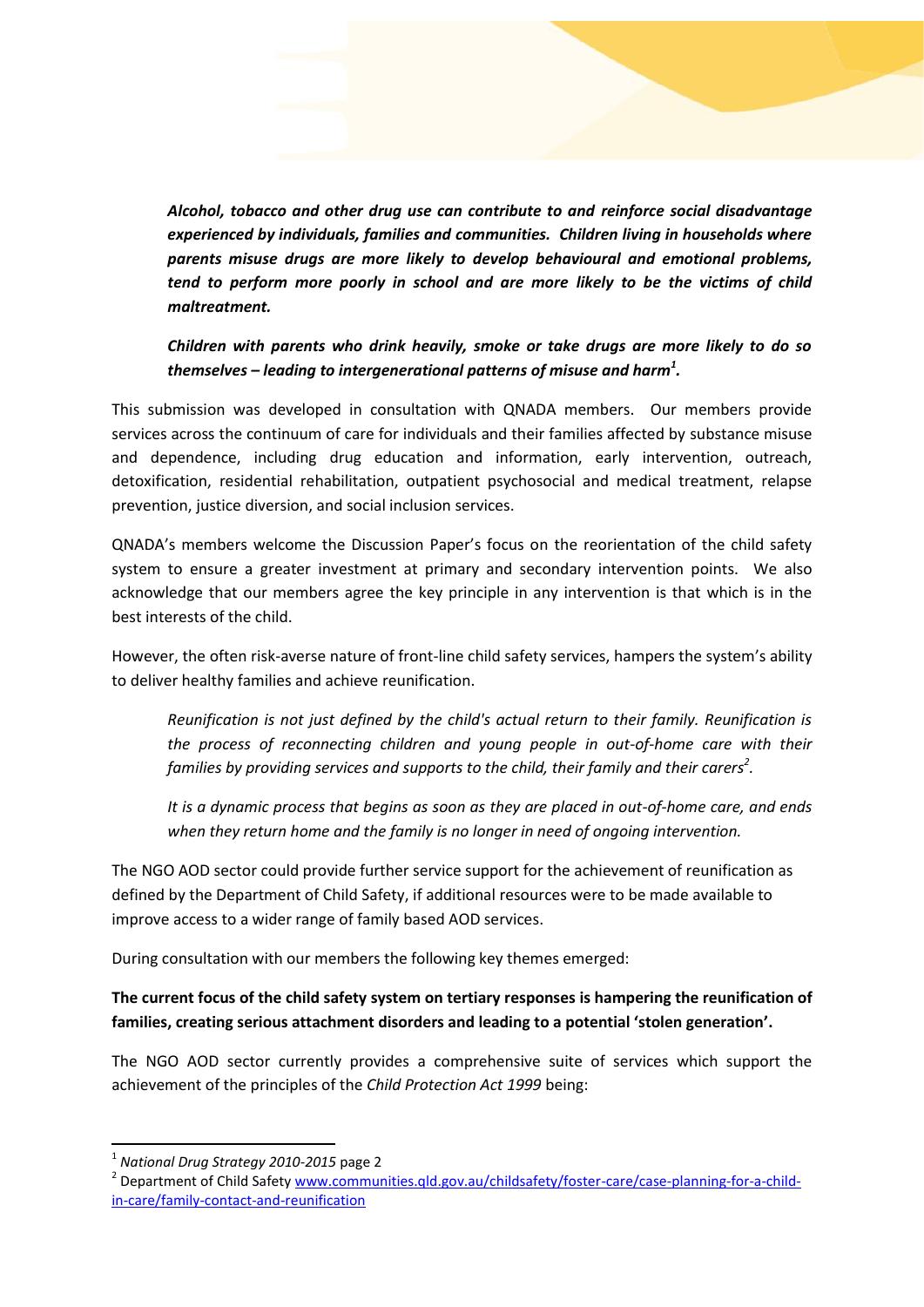> ***Alcohol, tobacco and other drug use can contribute to and reinforce social disadvantage experienced by individuals, families and communities. Children living in households where parents misuse drugs are more likely to develop behavioural and emotional problems, tend to perform more poorly in school and are more likely to be the victims of child maltreatment.***
>
> ***Children with parents who drink heavily, smoke or take drugs are more likely to do so themselves – leading to intergenerational patterns of misuse and harm[1].***

This submission was developed in consultation with QNADA members. Our members provide services across the continuum of care for individuals and their families affected by substance misuse and dependence, including drug education and information, early intervention, outreach, detoxification, residential rehabilitation, outpatient psychosocial and medical treatment, relapse prevention, justice diversion, and social inclusion services.

QNADA's members welcome the Discussion Paper's focus on the reorientation of the child safety system to ensure a greater investment at primary and secondary intervention points. We also acknowledge that our members agree the key principle in any intervention is that which is in the best interests of the child.

However, the often risk-averse nature of front-line child safety services, hampers the system's ability to deliver healthy families and achieve reunification.

> *Reunification is not just defined by the child's actual return to their family. Reunification is the process of reconnecting children and young people in out-of-home care with their families by providing services and supports to the child, their family and their carers[2].*
>
> *It is a dynamic process that begins as soon as they are placed in out-of-home care, and ends when they return home and the family is no longer in need of ongoing intervention.*

The NGO AOD sector could provide further service support for the achievement of reunification as defined by the Department of Child Safety, if additional resources were to be made available to improve access to a wider range of family based AOD services.

During consultation with our members the following key themes emerged:

**The current focus of the child safety system on tertiary responses is hampering the reunification of families, creating serious attachment disorders and leading to a potential 'stolen generation'.**

The NGO AOD sector currently provides a comprehensive suite of services which support the achievement of the principles of the *Child Protection Act 1999* being:

---

[1] *National Drug Strategy 2010-2015* page 2

[2] Department of Child Safety www.communities.qld.gov.au/childsafety/foster-care/case-planning-for-a-child-in-care/family-contact-and-reunification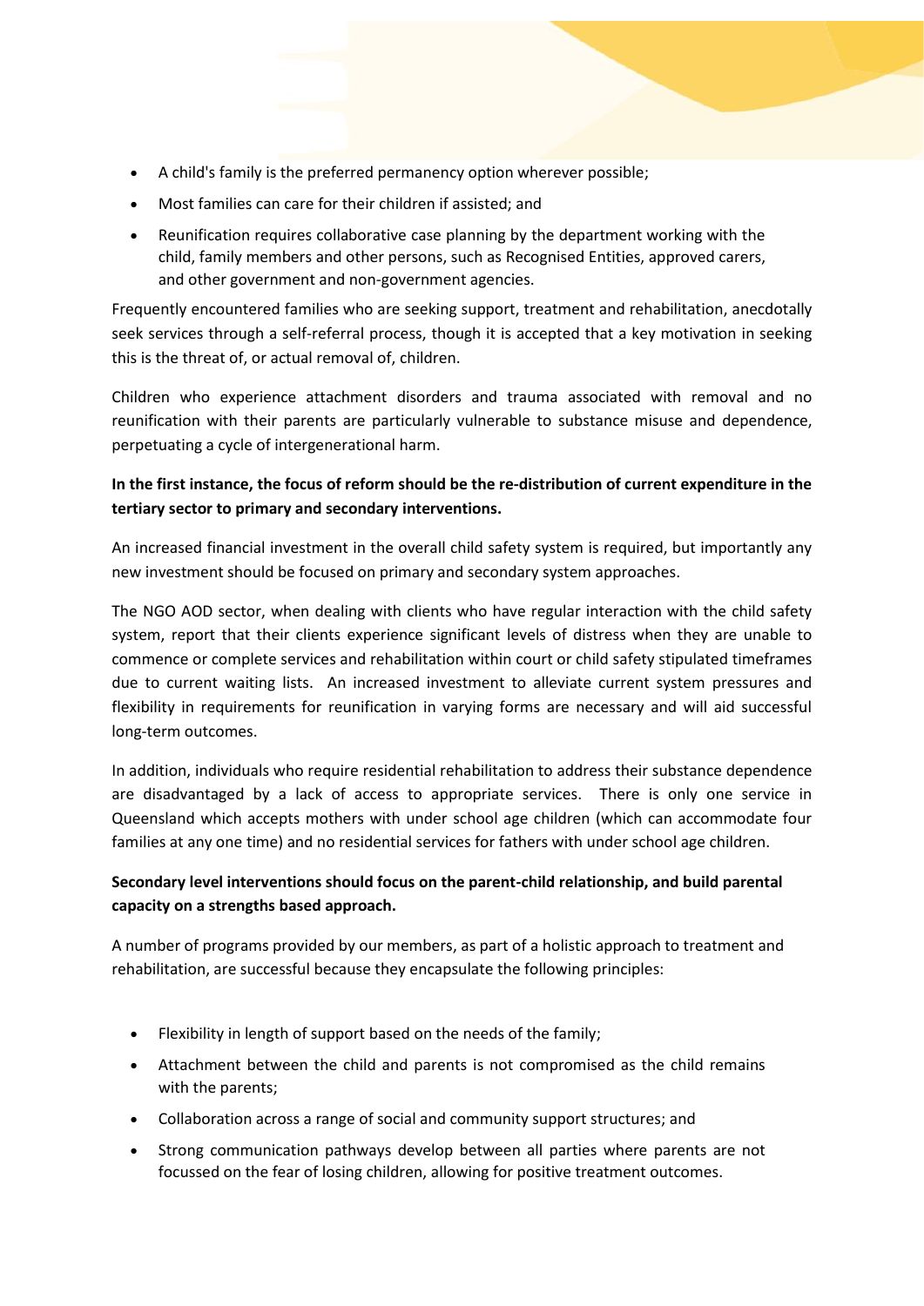- A child's family is the preferred permanency option wherever possible;
- Most families can care for their children if assisted; and
- Reunification requires collaborative case planning by the department working with the child, family members and other persons, such as Recognised Entities, approved carers, and other government and non-government agencies.

Frequently encountered families who are seeking support, treatment and rehabilitation, anecdotally seek services through a self-referral process, though it is accepted that a key motivation in seeking this is the threat of, or actual removal of, children.

Children who experience attachment disorders and trauma associated with removal and no reunification with their parents are particularly vulnerable to substance misuse and dependence, perpetuating a cycle of intergenerational harm.

**In the first instance, the focus of reform should be the re-distribution of current expenditure in the tertiary sector to primary and secondary interventions.**

An increased financial investment in the overall child safety system is required, but importantly any new investment should be focused on primary and secondary system approaches.

The NGO AOD sector, when dealing with clients who have regular interaction with the child safety system, report that their clients experience significant levels of distress when they are unable to commence or complete services and rehabilitation within court or child safety stipulated timeframes due to current waiting lists. An increased investment to alleviate current system pressures and flexibility in requirements for reunification in varying forms are necessary and will aid successful long-term outcomes.

In addition, individuals who require residential rehabilitation to address their substance dependence are disadvantaged by a lack of access to appropriate services. There is only one service in Queensland which accepts mothers with under school age children (which can accommodate four families at any one time) and no residential services for fathers with under school age children.

**Secondary level interventions should focus on the parent-child relationship, and build parental capacity on a strengths based approach.**

A number of programs provided by our members, as part of a holistic approach to treatment and rehabilitation, are successful because they encapsulate the following principles:

- Flexibility in length of support based on the needs of the family;
- Attachment between the child and parents is not compromised as the child remains with the parents;
- Collaboration across a range of social and community support structures; and
- Strong communication pathways develop between all parties where parents are not focussed on the fear of losing children, allowing for positive treatment outcomes.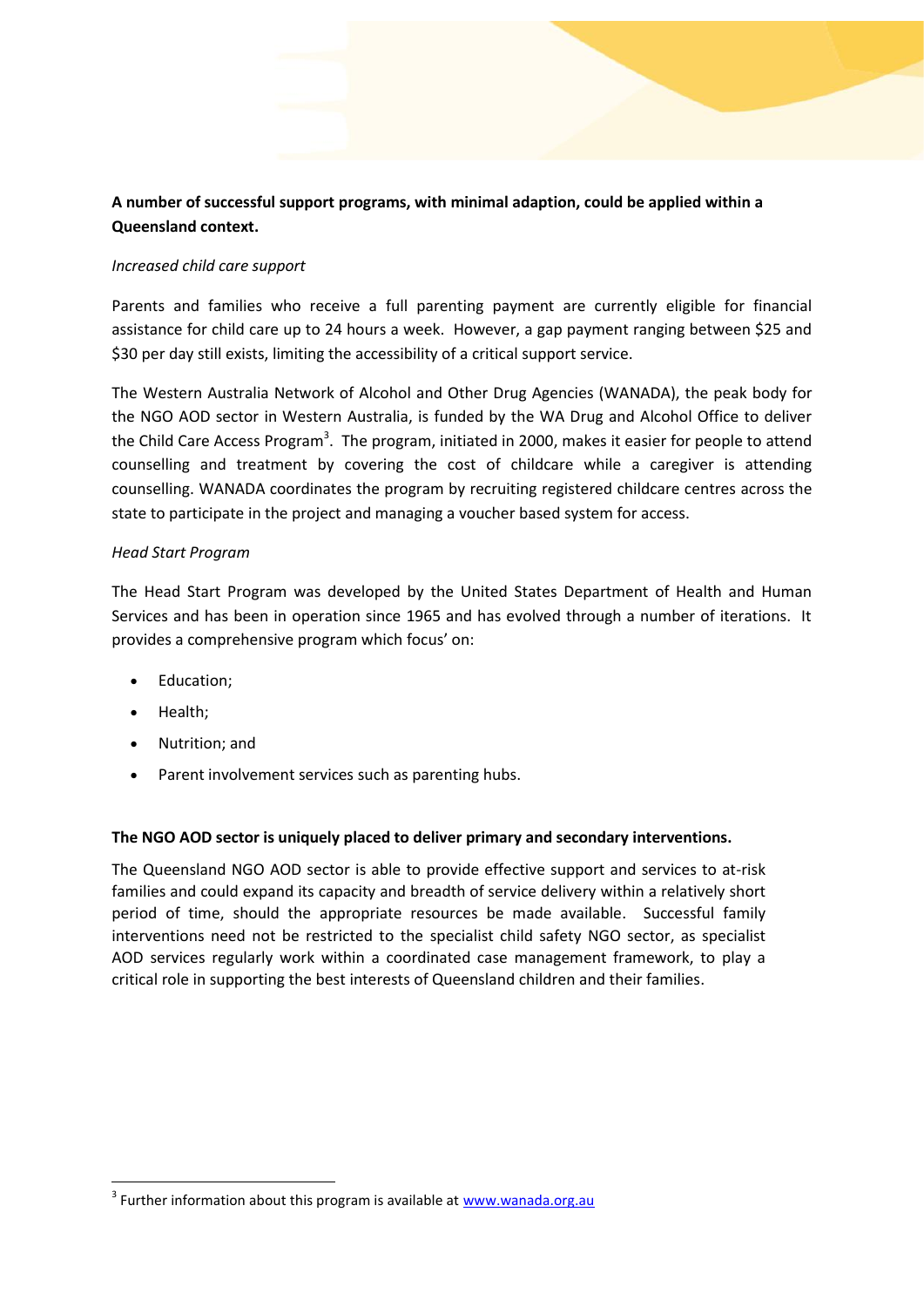**A number of successful support programs, with minimal adaption, could be applied within a Queensland context.**

*Increased child care support*

Parents and families who receive a full parenting payment are currently eligible for financial assistance for child care up to 24 hours a week. However, a gap payment ranging between $25 and $30 per day still exists, limiting the accessibility of a critical support service.

The Western Australia Network of Alcohol and Other Drug Agencies (WANADA), the peak body for the NGO AOD sector in Western Australia, is funded by the WA Drug and Alcohol Office to deliver the Child Care Access Program[3]. The program, initiated in 2000, makes it easier for people to attend counselling and treatment by covering the cost of childcare while a caregiver is attending counselling. WANADA coordinates the program by recruiting registered childcare centres across the state to participate in the project and managing a voucher based system for access.

*Head Start Program*

The Head Start Program was developed by the United States Department of Health and Human Services and has been in operation since 1965 and has evolved through a number of iterations. It provides a comprehensive program which focus' on:

- Education;
- Health;
- Nutrition; and
- Parent involvement services such as parenting hubs.

**The NGO AOD sector is uniquely placed to deliver primary and secondary interventions.**

The Queensland NGO AOD sector is able to provide effective support and services to at-risk families and could expand its capacity and breadth of service delivery within a relatively short period of time, should the appropriate resources be made available. Successful family interventions need not be restricted to the specialist child safety NGO sector, as specialist AOD services regularly work within a coordinated case management framework, to play a critical role in supporting the best interests of Queensland children and their families.

[3] Further information about this program is available at www.wanada.org.au